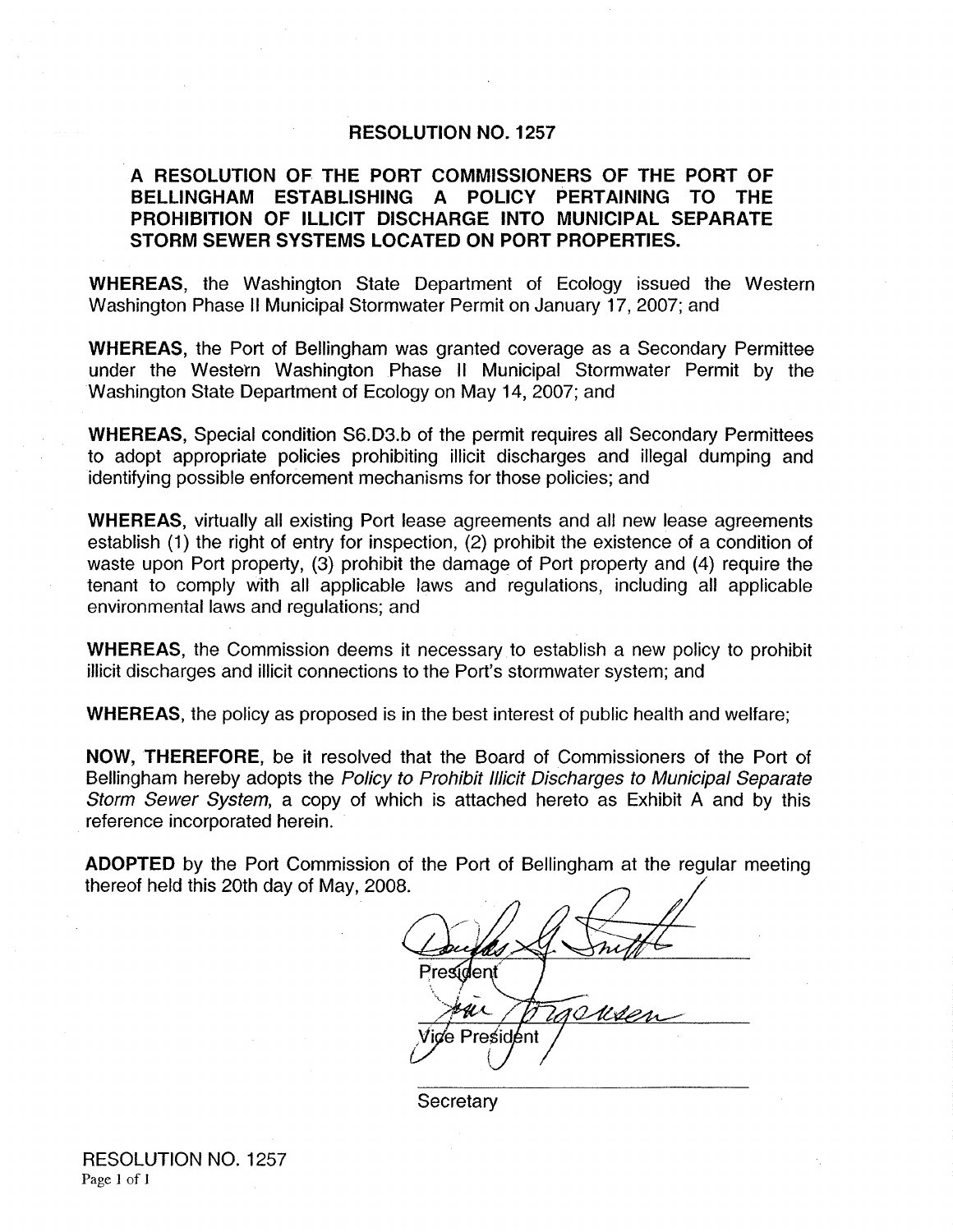# RESOLUTION NO. 1257

## A RESOLUTION OF THE PORT COMMISSIONERS OF THE PORT OF BELLINGHAM ESTABLISHING A POLICY PERTAINING TO THE PROHIBITION OF ILLICIT DISCHARGE INTO MUNICIPAL SEPARATE STORM SEWER SYSTEMS LOCATED ON PORT PROPERTIES.

**WHEREAS**, the Washington State Department of Ecology issued the Western Washington Phase II Municipal Stormwater Permit on January 17, 2007; and

**WHEREAS**, the Port of Bellingham was granted coverage as a Secondary Permittee under the Western Washington Phase II Municipal Stormwater Permit by the Washington State Department of Ecology on May 14, 2007; and

**WHEREAS**, Special condition S6.D3.b of the permit requires all Secondary Permittees to adopt appropriate policies prohibiting illicit discharges and illegal dumping and identifying possible enforcement mechanisms for those policies; and

**WHEREAS**, virtually all existing Port lease agreements and all new lease agreements establish (1) the right of entry for inspection, (2) prohibit the existence of a condition of waste upon Port property, (3) prohibit the damage of Port property and (4) require the tenant to comply with all applicable laws and regulations, including all applicable environmental laws and regulations; and

**WHEREAS**, the Commission deems it necessary to establish a new policy to prohibit illicit discharges and illicit connections to the Port's stormwater system; and

**WHEREAS**, the policy as proposed is in the best interest of public health and welfare;

**NOW, THEREFORE**, be it resolved that the Board of Commissioners of the Port of Bellingham hereby adopts the *Policy to Prohibit Illicit Discharges to Municipal Separate Storm Sewer System*, a copy of which is attached hereto as Exhibit A and by this reference incorporated herein.

**ADOPTED** by the Port Commission of the Port of Bellingham at the regular meeting thereof held this 20th day of May, 2008.

Douglas G. Smith
President

Jim Jorgensen
Vice President

Secretary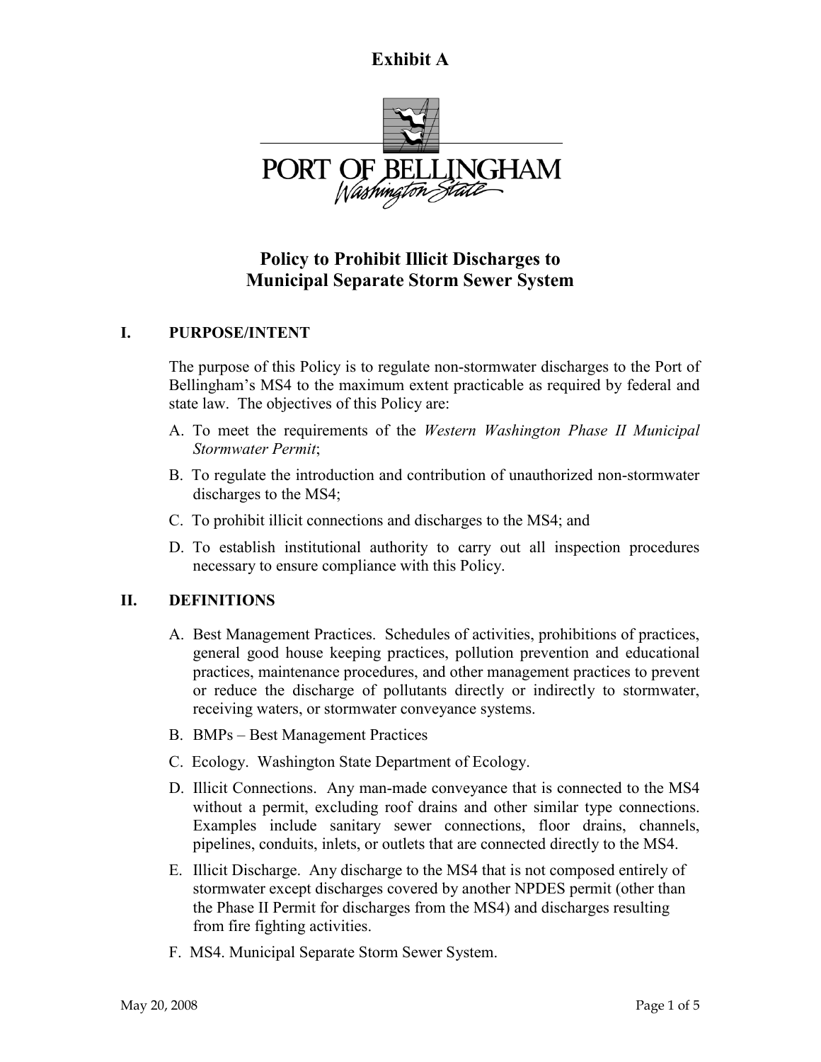**Exhibit A**

PORT OF BELLINGHAM
*Washington State*

# Policy to Prohibit Illicit Discharges to Municipal Separate Storm Sewer System

## I. PURPOSE/INTENT

The purpose of this Policy is to regulate non-stormwater discharges to the Port of Bellingham's MS4 to the maximum extent practicable as required by federal and state law. The objectives of this Policy are:

A. To meet the requirements of the *Western Washington Phase II Municipal Stormwater Permit*;

B. To regulate the introduction and contribution of unauthorized non-stormwater discharges to the MS4;

C. To prohibit illicit connections and discharges to the MS4; and

D. To establish institutional authority to carry out all inspection procedures necessary to ensure compliance with this Policy.

## II. DEFINITIONS

A. Best Management Practices. Schedules of activities, prohibitions of practices, general good house keeping practices, pollution prevention and educational practices, maintenance procedures, and other management practices to prevent or reduce the discharge of pollutants directly or indirectly to stormwater, receiving waters, or stormwater conveyance systems.

B. BMPs – Best Management Practices

C. Ecology. Washington State Department of Ecology.

D. Illicit Connections. Any man-made conveyance that is connected to the MS4 without a permit, excluding roof drains and other similar type connections. Examples include sanitary sewer connections, floor drains, channels, pipelines, conduits, inlets, or outlets that are connected directly to the MS4.

E. Illicit Discharge. Any discharge to the MS4 that is not composed entirely of stormwater except discharges covered by another NPDES permit (other than the Phase II Permit for discharges from the MS4) and discharges resulting from fire fighting activities.

F. MS4. Municipal Separate Storm Sewer System.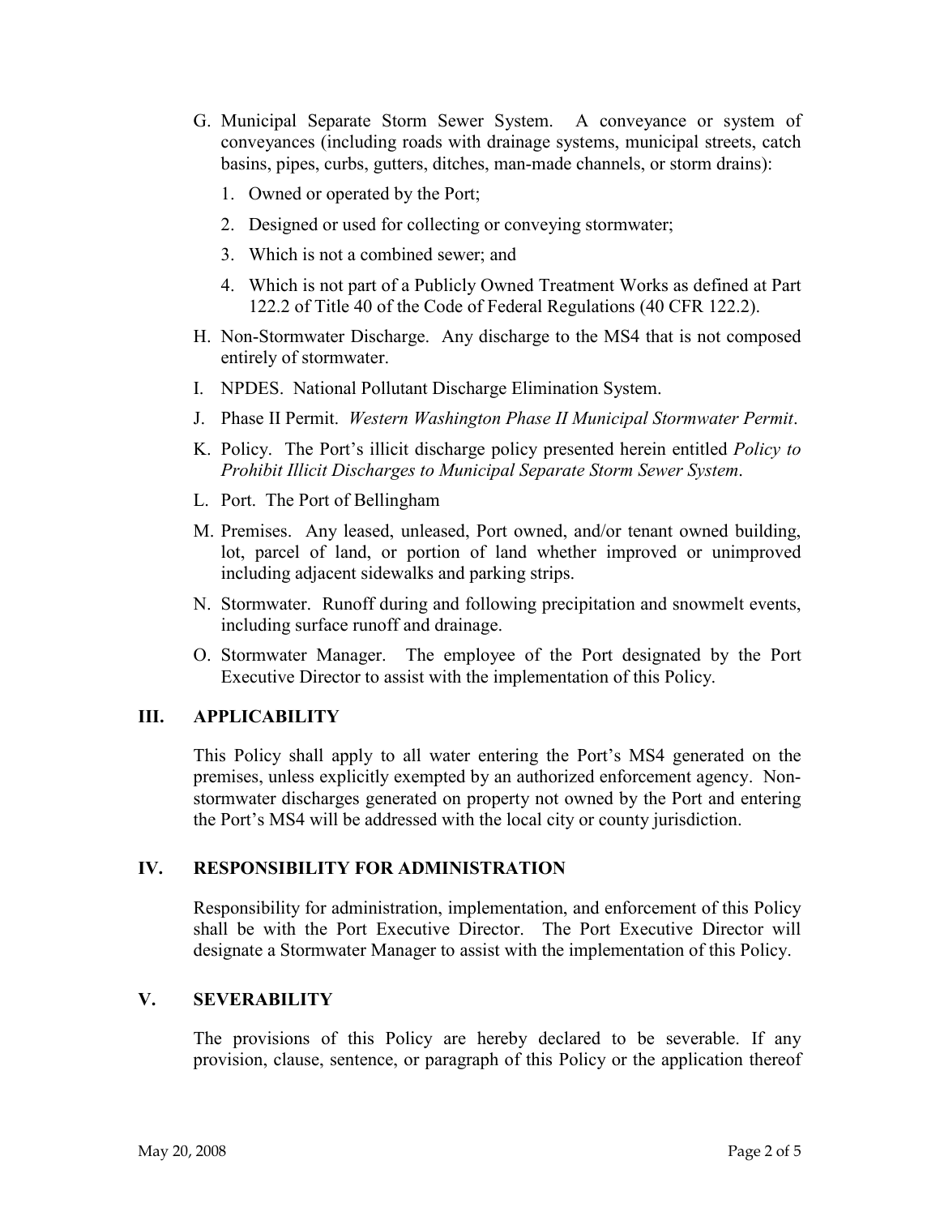G. Municipal Separate Storm Sewer System. A conveyance or system of conveyances (including roads with drainage systems, municipal streets, catch basins, pipes, curbs, gutters, ditches, man-made channels, or storm drains):

   1. Owned or operated by the Port;
   2. Designed or used for collecting or conveying stormwater;
   3. Which is not a combined sewer; and
   4. Which is not part of a Publicly Owned Treatment Works as defined at Part 122.2 of Title 40 of the Code of Federal Regulations (40 CFR 122.2).

H. Non-Stormwater Discharge. Any discharge to the MS4 that is not composed entirely of stormwater.

I. NPDES. National Pollutant Discharge Elimination System.

J. Phase II Permit. *Western Washington Phase II Municipal Stormwater Permit*.

K. Policy. The Port's illicit discharge policy presented herein entitled *Policy to Prohibit Illicit Discharges to Municipal Separate Storm Sewer System*.

L. Port. The Port of Bellingham

M. Premises. Any leased, unleased, Port owned, and/or tenant owned building, lot, parcel of land, or portion of land whether improved or unimproved including adjacent sidewalks and parking strips.

N. Stormwater. Runoff during and following precipitation and snowmelt events, including surface runoff and drainage.

O. Stormwater Manager. The employee of the Port designated by the Port Executive Director to assist with the implementation of this Policy.

## III. APPLICABILITY

This Policy shall apply to all water entering the Port's MS4 generated on the premises, unless explicitly exempted by an authorized enforcement agency. Non-stormwater discharges generated on property not owned by the Port and entering the Port's MS4 will be addressed with the local city or county jurisdiction.

## IV. RESPONSIBILITY FOR ADMINISTRATION

Responsibility for administration, implementation, and enforcement of this Policy shall be with the Port Executive Director. The Port Executive Director will designate a Stormwater Manager to assist with the implementation of this Policy.

## V. SEVERABILITY

The provisions of this Policy are hereby declared to be severable. If any provision, clause, sentence, or paragraph of this Policy or the application thereof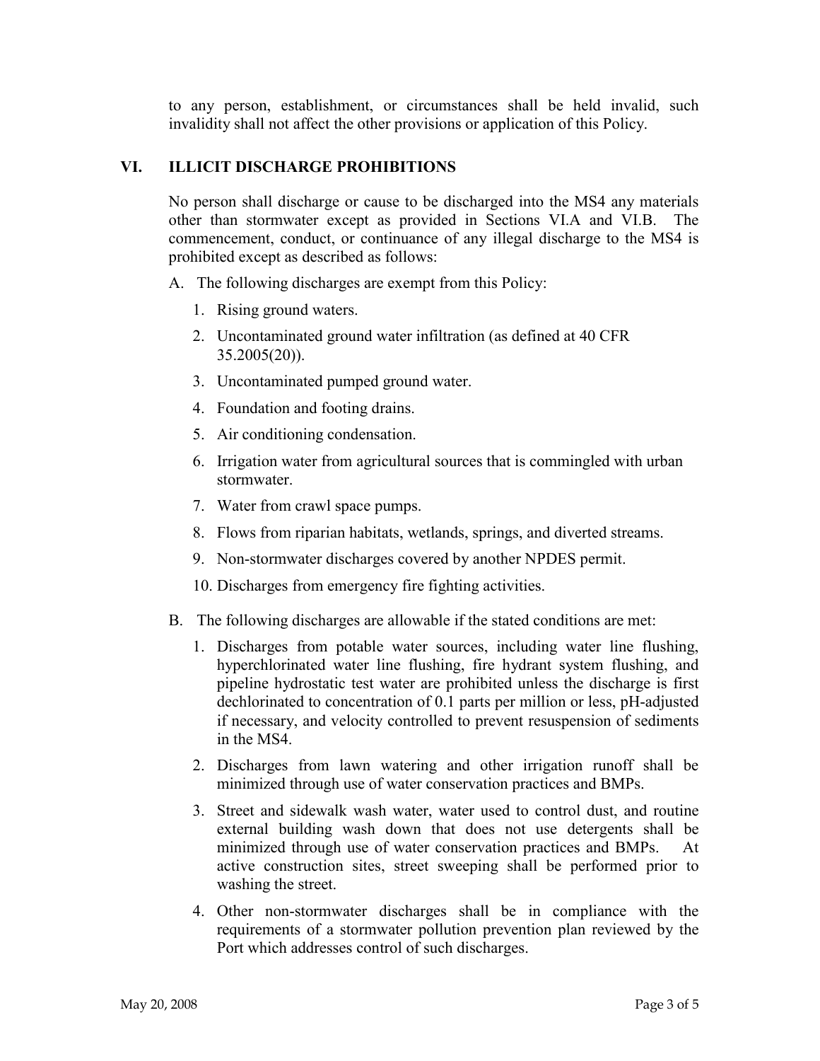to any person, establishment, or circumstances shall be held invalid, such invalidity shall not affect the other provisions or application of this Policy.

## VI. ILLICIT DISCHARGE PROHIBITIONS

No person shall discharge or cause to be discharged into the MS4 any materials other than stormwater except as provided in Sections VI.A and VI.B. The commencement, conduct, or continuance of any illegal discharge to the MS4 is prohibited except as described as follows:

A. The following discharges are exempt from this Policy:

1. Rising ground waters.
2. Uncontaminated ground water infiltration (as defined at 40 CFR 35.2005(20)).
3. Uncontaminated pumped ground water.
4. Foundation and footing drains.
5. Air conditioning condensation.
6. Irrigation water from agricultural sources that is commingled with urban stormwater.
7. Water from crawl space pumps.
8. Flows from riparian habitats, wetlands, springs, and diverted streams.
9. Non-stormwater discharges covered by another NPDES permit.
10. Discharges from emergency fire fighting activities.

B. The following discharges are allowable if the stated conditions are met:

1. Discharges from potable water sources, including water line flushing, hyperchlorinated water line flushing, fire hydrant system flushing, and pipeline hydrostatic test water are prohibited unless the discharge is first dechlorinated to concentration of 0.1 parts per million or less, pH-adjusted if necessary, and velocity controlled to prevent resuspension of sediments in the MS4.
2. Discharges from lawn watering and other irrigation runoff shall be minimized through use of water conservation practices and BMPs.
3. Street and sidewalk wash water, water used to control dust, and routine external building wash down that does not use detergents shall be minimized through use of water conservation practices and BMPs. At active construction sites, street sweeping shall be performed prior to washing the street.
4. Other non-stormwater discharges shall be in compliance with the requirements of a stormwater pollution prevention plan reviewed by the Port which addresses control of such discharges.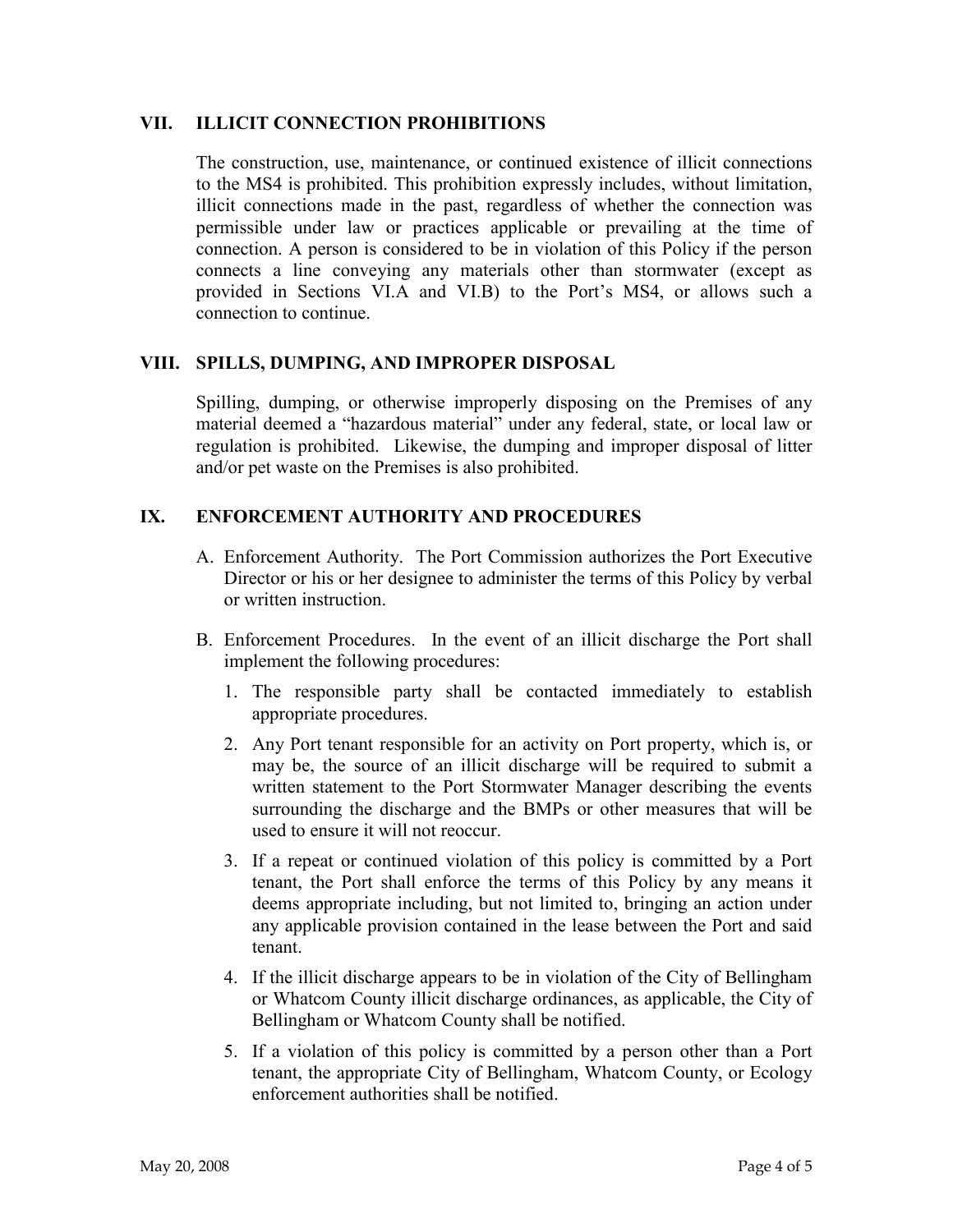## VII. ILLICIT CONNECTION PROHIBITIONS

The construction, use, maintenance, or continued existence of illicit connections to the MS4 is prohibited. This prohibition expressly includes, without limitation, illicit connections made in the past, regardless of whether the connection was permissible under law or practices applicable or prevailing at the time of connection. A person is considered to be in violation of this Policy if the person connects a line conveying any materials other than stormwater (except as provided in Sections VI.A and VI.B) to the Port's MS4, or allows such a connection to continue.

## VIII. SPILLS, DUMPING, AND IMPROPER DISPOSAL

Spilling, dumping, or otherwise improperly disposing on the Premises of any material deemed a "hazardous material" under any federal, state, or local law or regulation is prohibited. Likewise, the dumping and improper disposal of litter and/or pet waste on the Premises is also prohibited.

## IX. ENFORCEMENT AUTHORITY AND PROCEDURES

A. Enforcement Authority. The Port Commission authorizes the Port Executive Director or his or her designee to administer the terms of this Policy by verbal or written instruction.

B. Enforcement Procedures. In the event of an illicit discharge the Port shall implement the following procedures:

1. The responsible party shall be contacted immediately to establish appropriate procedures.
2. Any Port tenant responsible for an activity on Port property, which is, or may be, the source of an illicit discharge will be required to submit a written statement to the Port Stormwater Manager describing the events surrounding the discharge and the BMPs or other measures that will be used to ensure it will not reoccur.
3. If a repeat or continued violation of this policy is committed by a Port tenant, the Port shall enforce the terms of this Policy by any means it deems appropriate including, but not limited to, bringing an action under any applicable provision contained in the lease between the Port and said tenant.
4. If the illicit discharge appears to be in violation of the City of Bellingham or Whatcom County illicit discharge ordinances, as applicable, the City of Bellingham or Whatcom County shall be notified.
5. If a violation of this policy is committed by a person other than a Port tenant, the appropriate City of Bellingham, Whatcom County, or Ecology enforcement authorities shall be notified.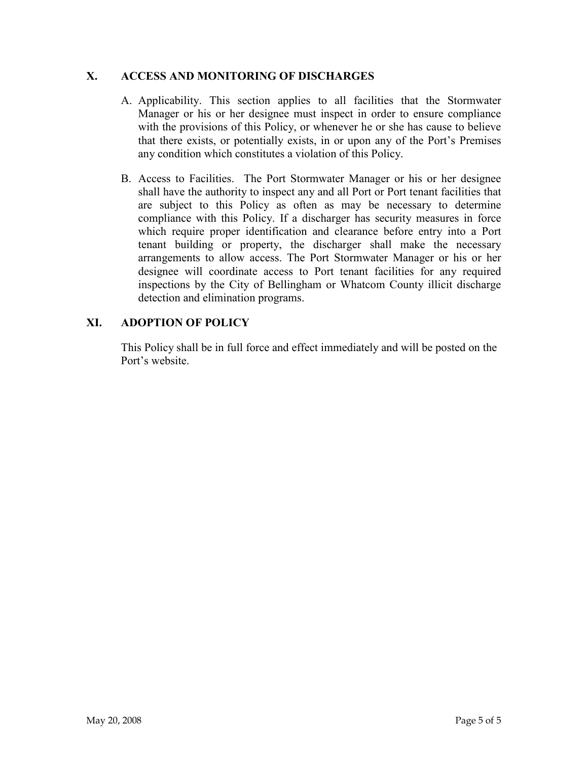## X. ACCESS AND MONITORING OF DISCHARGES

A. Applicability. This section applies to all facilities that the Stormwater Manager or his or her designee must inspect in order to ensure compliance with the provisions of this Policy, or whenever he or she has cause to believe that there exists, or potentially exists, in or upon any of the Port's Premises any condition which constitutes a violation of this Policy.

B. Access to Facilities. The Port Stormwater Manager or his or her designee shall have the authority to inspect any and all Port or Port tenant facilities that are subject to this Policy as often as may be necessary to determine compliance with this Policy. If a discharger has security measures in force which require proper identification and clearance before entry into a Port tenant building or property, the discharger shall make the necessary arrangements to allow access. The Port Stormwater Manager or his or her designee will coordinate access to Port tenant facilities for any required inspections by the City of Bellingham or Whatcom County illicit discharge detection and elimination programs.

## XI. ADOPTION OF POLICY

This Policy shall be in full force and effect immediately and will be posted on the Port's website.

May 20, 2008